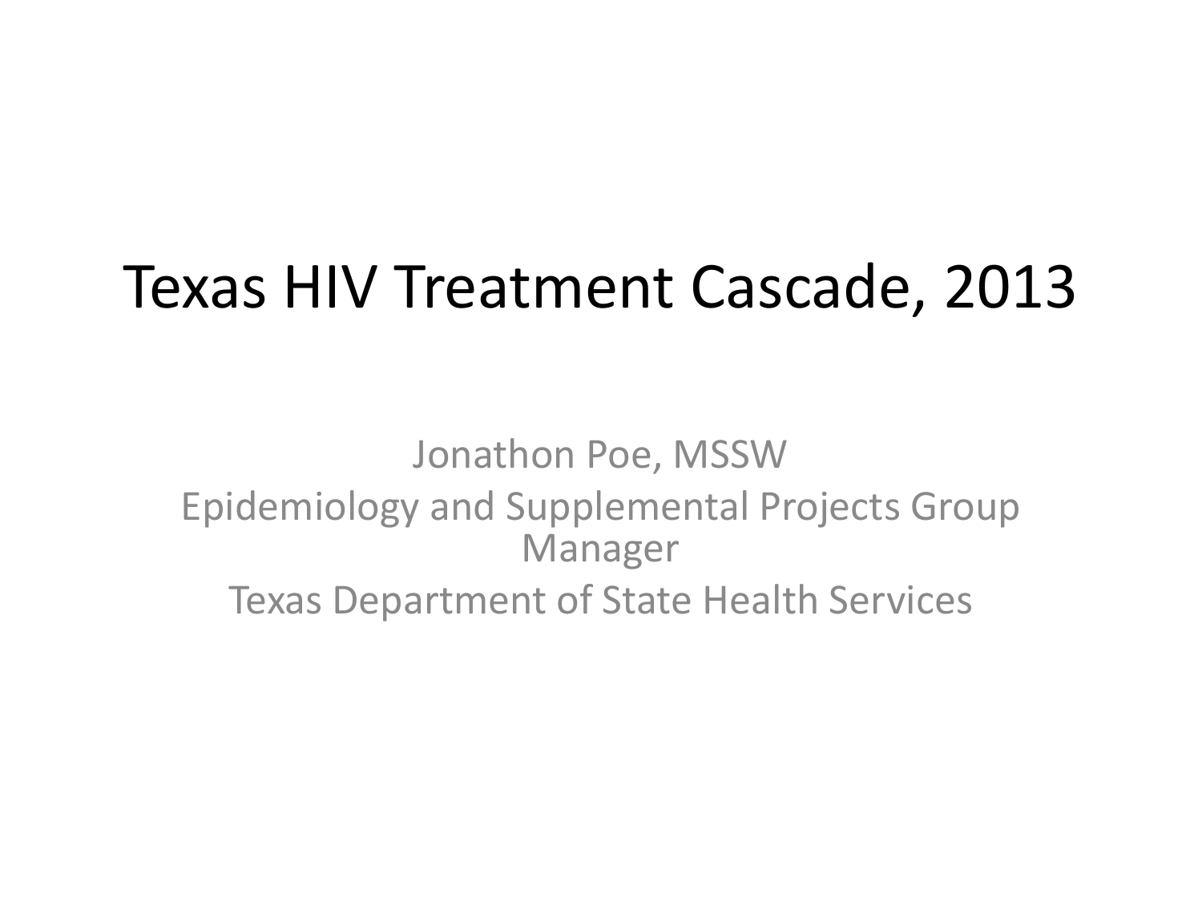# Texas HIV Treatment Cascade, 2013

Jonathon Poe, MSSW

Epidemiology and Supplemental Projects Group Manager

Texas Department of State Health Services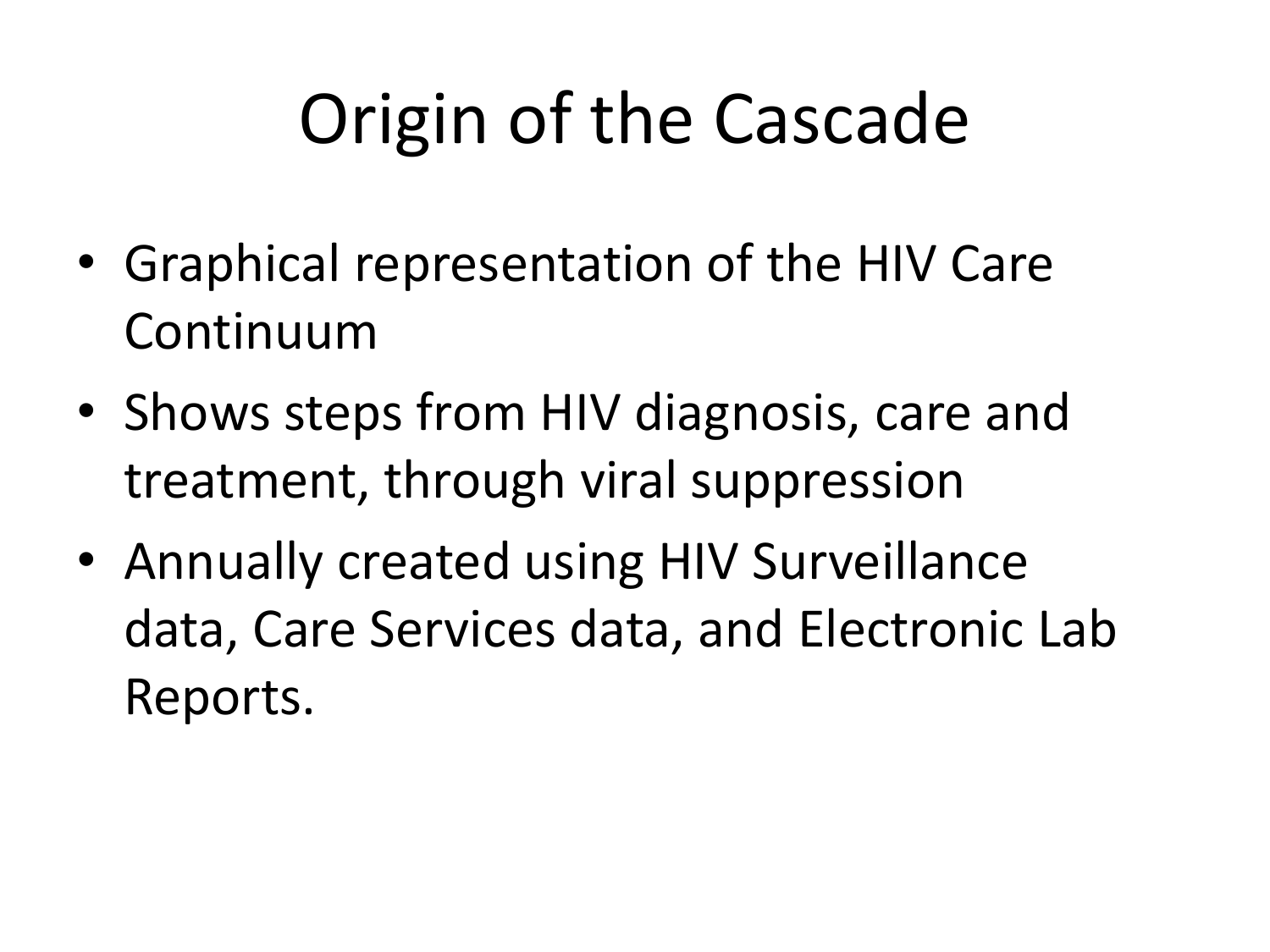# Origin of the Cascade

- Graphical representation of the HIV Care Continuum
- Shows steps from HIV diagnosis, care and treatment, through viral suppression
- Annually created using HIV Surveillance data, Care Services data, and Electronic Lab Reports.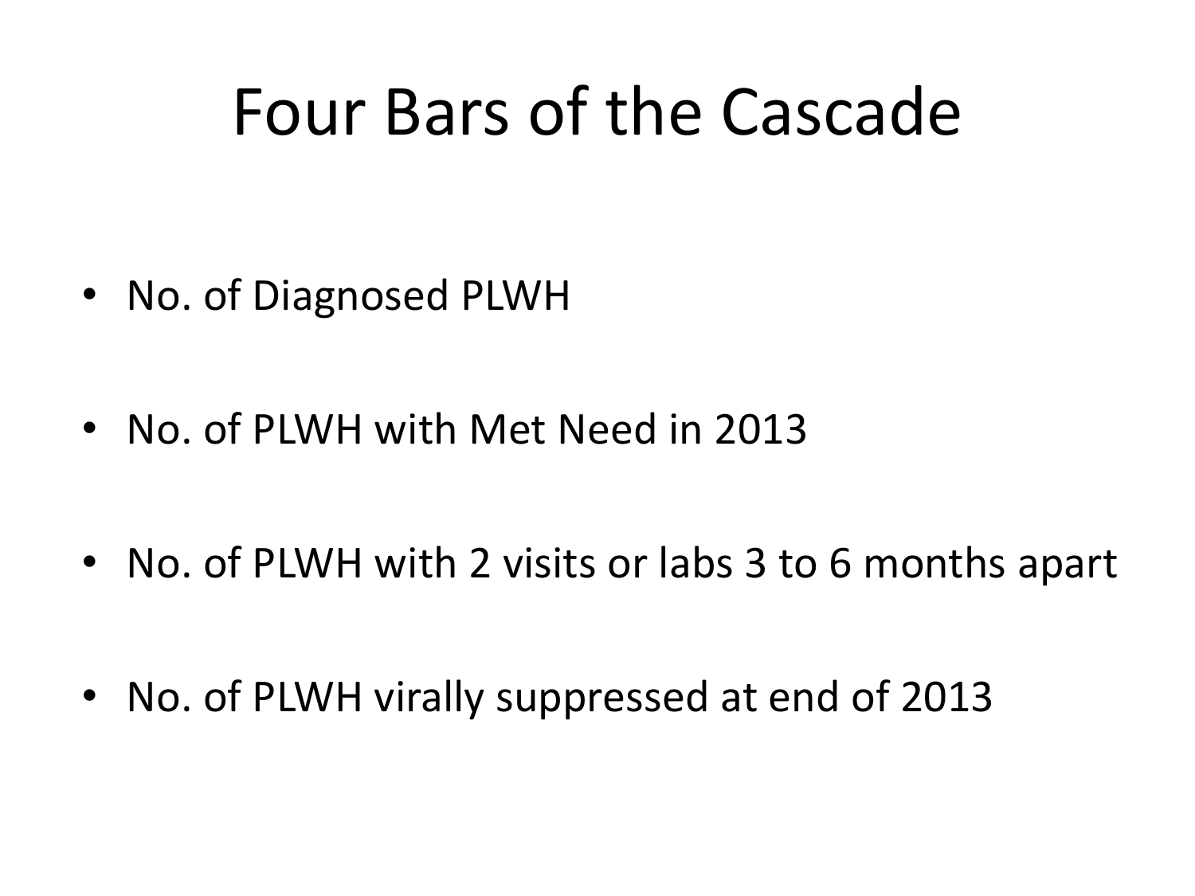# Four Bars of the Cascade

- No. of Diagnosed PLWH
- No. of PLWH with Met Need in 2013
- No. of PLWH with 2 visits or labs 3 to 6 months apart
- No. of PLWH virally suppressed at end of 2013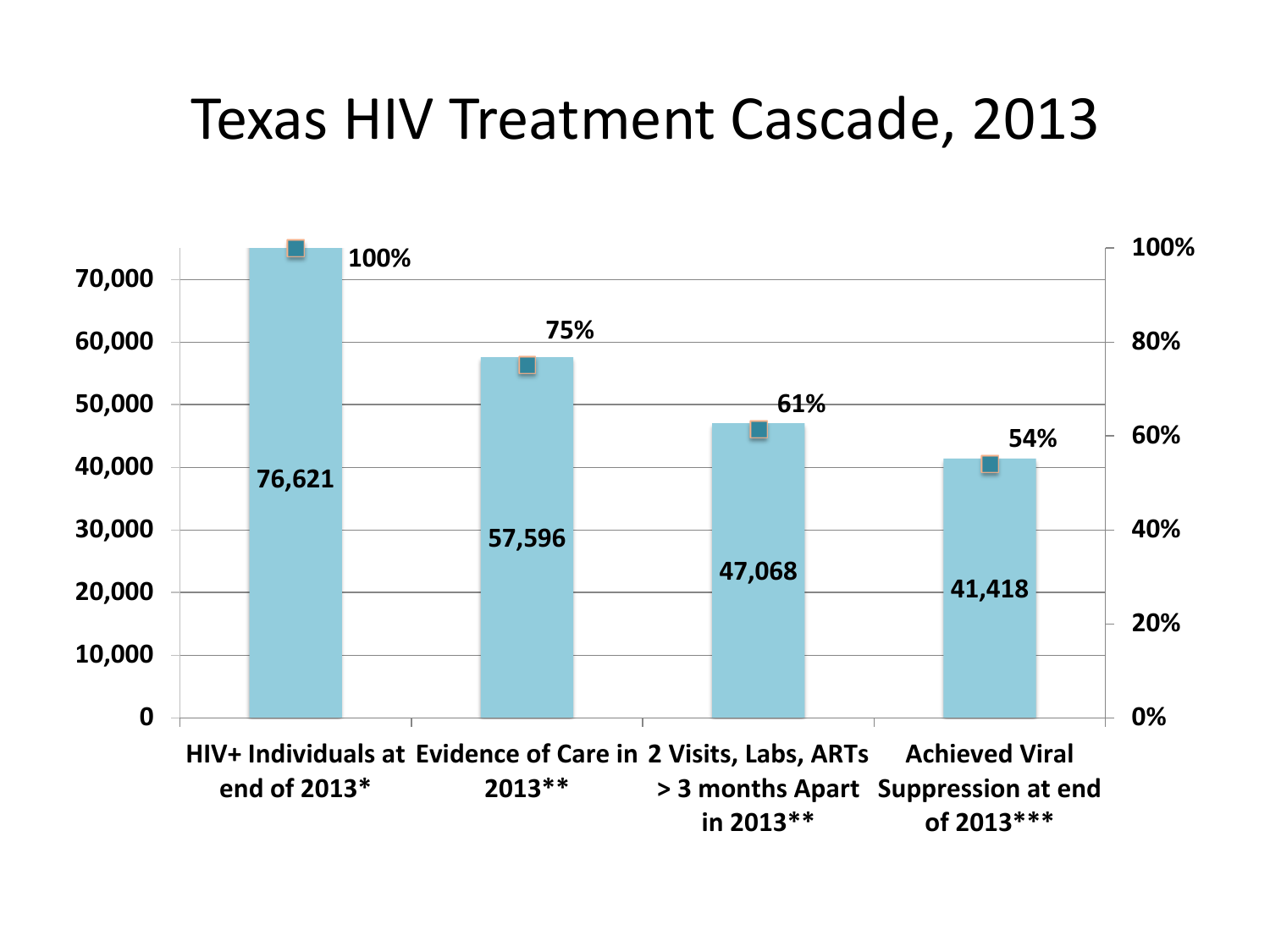# Texas HIV Treatment Cascade, 2013

| Category | Count | Percent |
| --- | --- | --- |
| HIV+ Individuals at end of 2013* | 76,621 | 100% |
| Evidence of Care in 2013** | 57,596 | 75% |
| 2 Visits, Labs, ARTs > 3 months Apart in 2013** | 47,068 | 61% |
| Achieved Viral Suppression at end of 2013*** | 41,418 | 54% |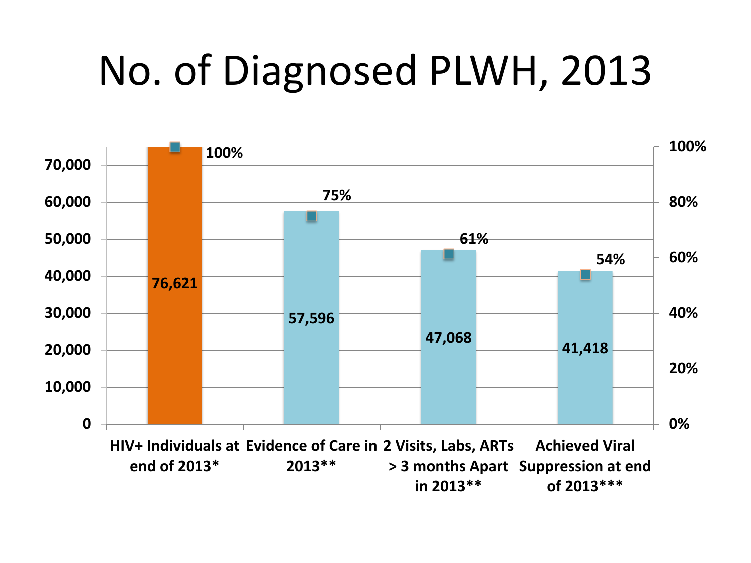# No. of Diagnosed PLWH, 2013

| Category | Number | Percent |
| --- | --- | --- |
| HIV+ Individuals at end of 2013* | 76,621 | 100% |
| Evidence of Care in 2013** | 57,596 | 75% |
| 2 Visits, Labs, ARTs > 3 months Apart in 2013** | 47,068 | 61% |
| Achieved Viral Suppression at end of 2013*** | 41,418 | 54% |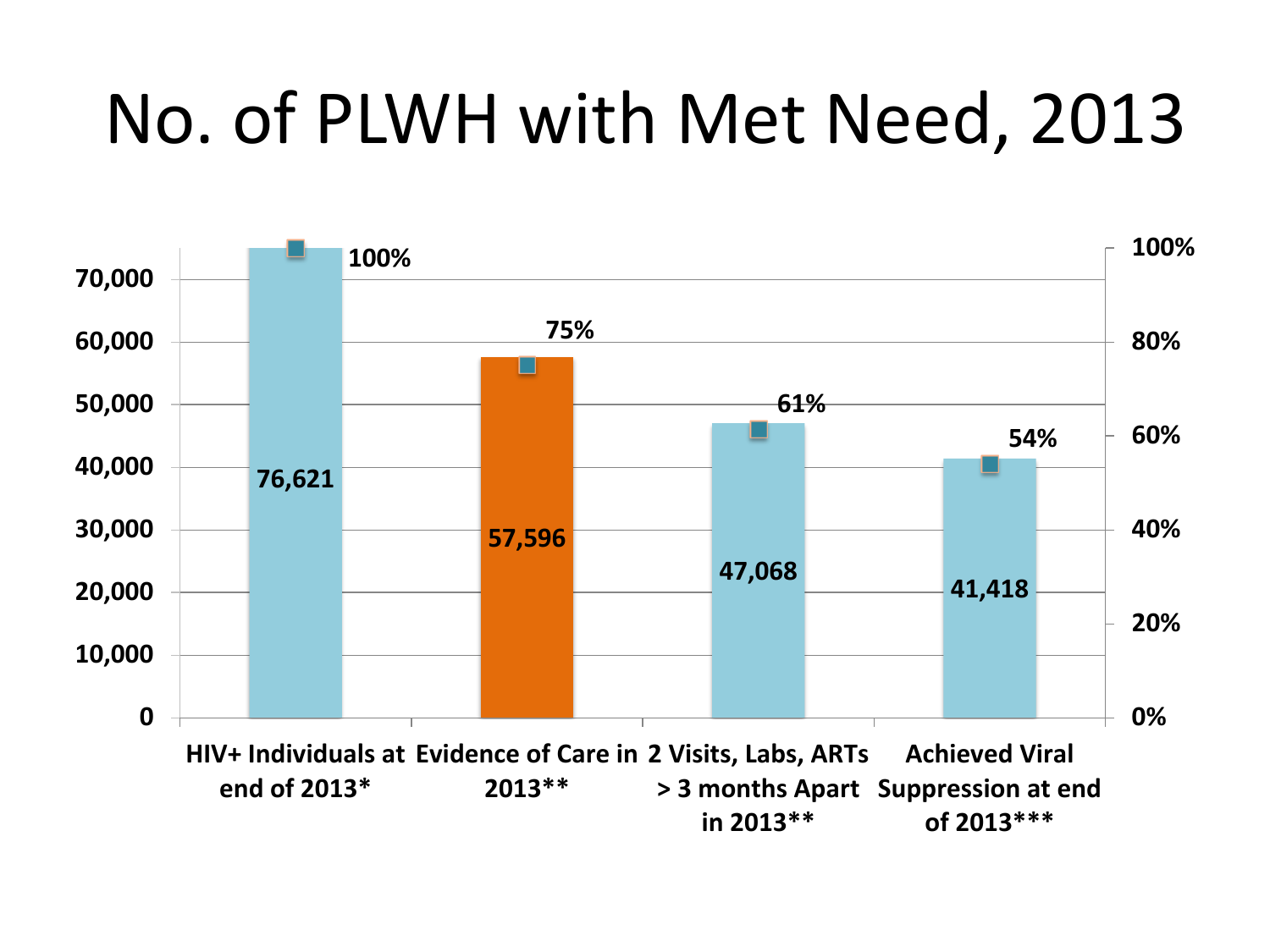# No. of PLWH with Met Need, 2013

| Category | Number | Percent |
| --- | --- | --- |
| HIV+ Individuals at end of 2013* | 76,621 | 100% |
| Evidence of Care in 2013** | 57,596 | 75% |
| 2 Visits, Labs, ARTs > 3 months Apart in 2013** | 47,068 | 61% |
| Achieved Viral Suppression at end of 2013*** | 41,418 | 54% |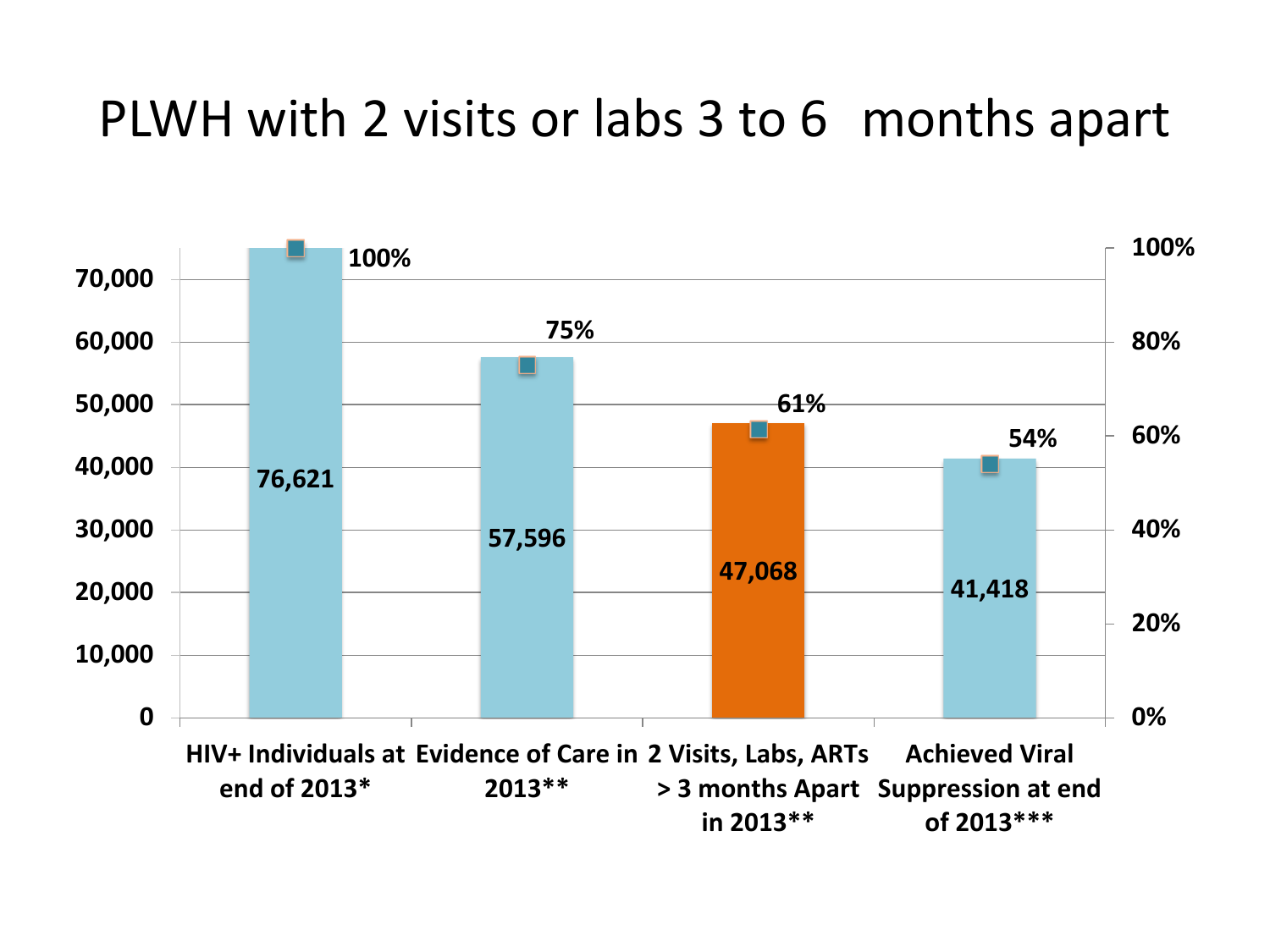# PLWH with 2 visits or labs 3 to 6 months apart

| | Count | Percent |
|---|---|---|
| HIV+ Individuals at end of 2013* | 76,621 | 100% |
| Evidence of Care in 2013** | 57,596 | 75% |
| 2 Visits, Labs, ARTs > 3 months Apart in 2013** | 47,068 | 61% |
| Achieved Viral Suppression at end of 2013*** | 41,418 | 54% |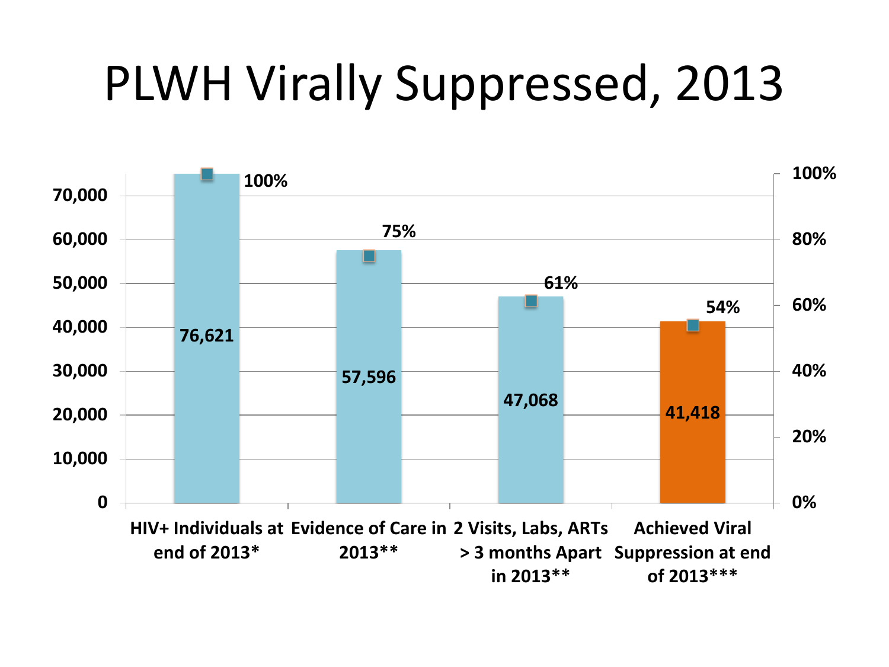# PLWH Virally Suppressed, 2013

| | Count | Percent |
|---|---|---|
| HIV+ Individuals at end of 2013* | 76,621 | 100% |
| Evidence of Care in 2013** | 57,596 | 75% |
| 2 Visits, Labs, ARTs > 3 months Apart in 2013** | 47,068 | 61% |
| Achieved Viral Suppression at end of 2013*** | 41,418 | 54% |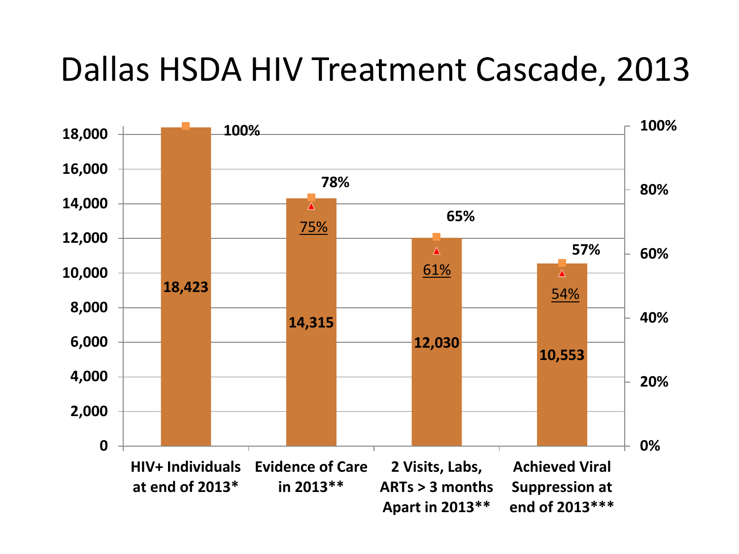# Dallas HSDA HIV Treatment Cascade, 2013

| Category | Count | Percent | Underlined Percent |
|---|---|---|---|
| HIV+ Individuals at end of 2013* | 18,423 | 100% | |
| Evidence of Care in 2013** | 14,315 | 78% | 75% |
| 2 Visits, Labs, ARTs > 3 months Apart in 2013** | 12,030 | 65% | 61% |
| Achieved Viral Suppression at end of 2013*** | 10,553 | 57% | 54% |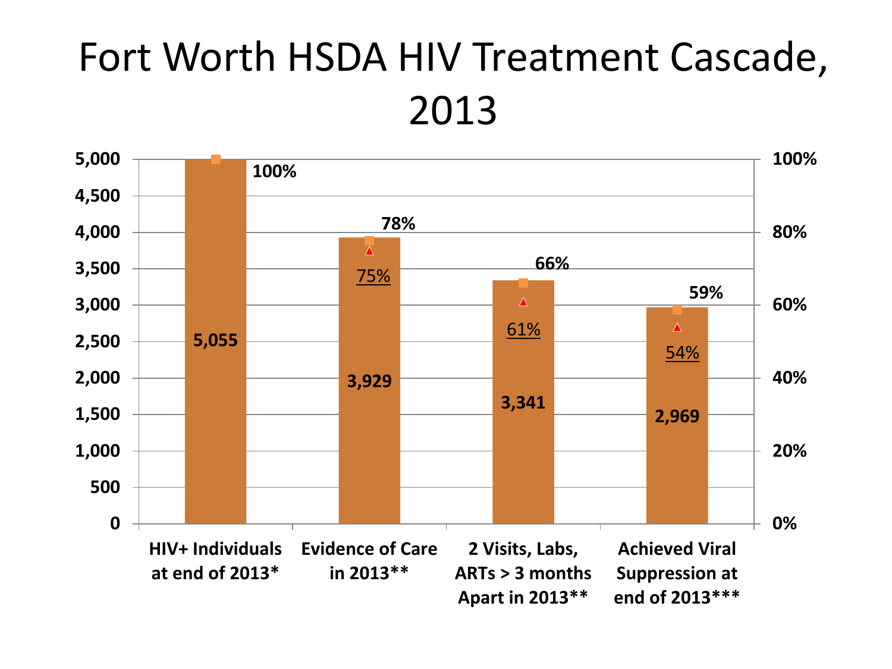# Fort Worth HSDA HIV Treatment Cascade, 2013

| | HIV+ Individuals at end of 2013* | Evidence of Care in 2013** | 2 Visits, Labs, ARTs > 3 months Apart in 2013** | Achieved Viral Suppression at end of 2013*** |
|---|---|---|---|---|
| Count | 5,055 | 3,929 | 3,341 | 2,969 |
| Percent | 100% | 78% | 66% | 59% |
| Percent (triangle marker) | | 75% | 61% | 54% |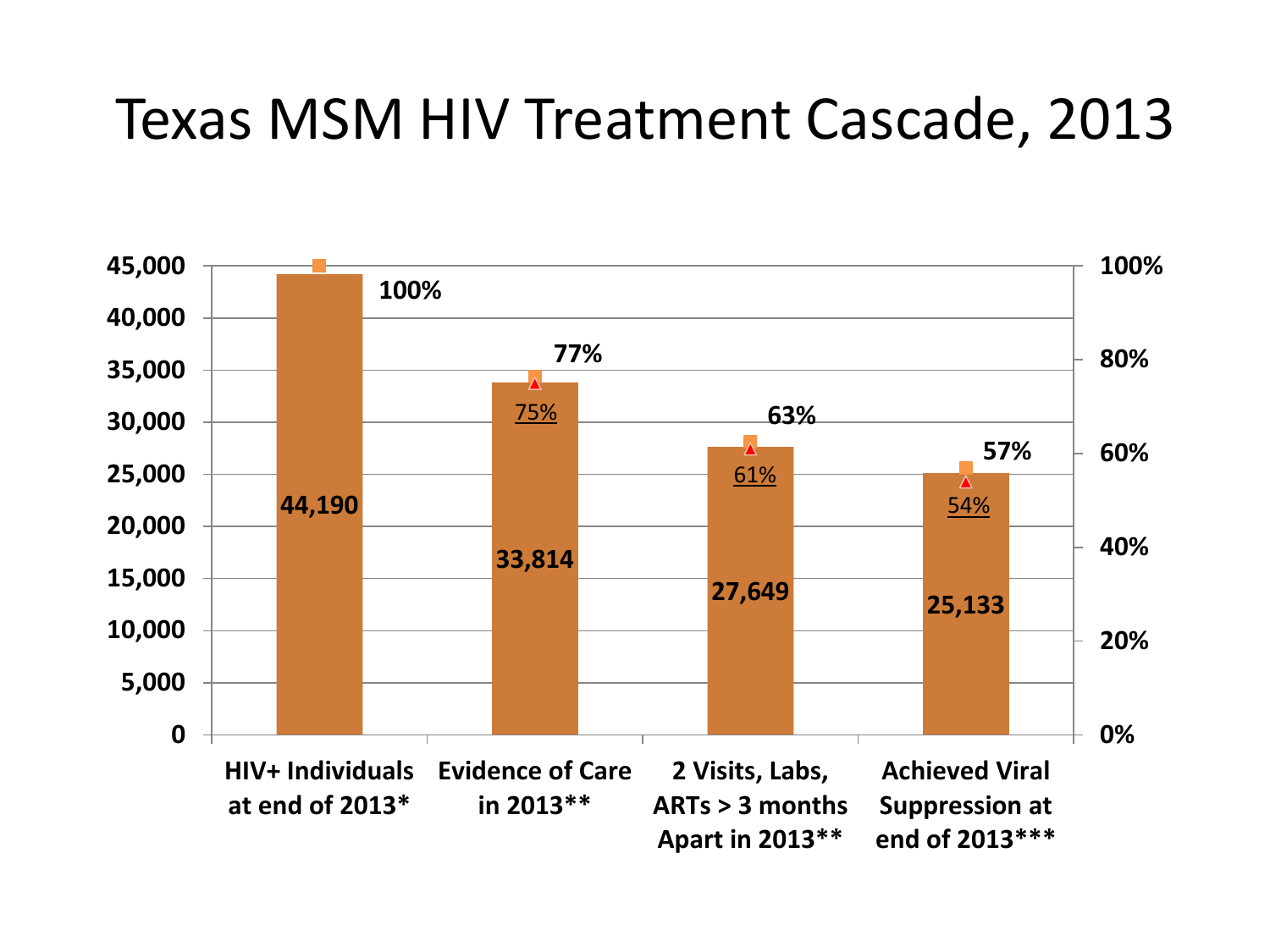# Texas MSM HIV Treatment Cascade, 2013

| | HIV+ Individuals at end of 2013* | Evidence of Care in 2013** | 2 Visits, Labs, ARTs > 3 months Apart in 2013** | Achieved Viral Suppression at end of 2013*** |
|---|---|---|---|---|
| Count | 44,190 | 33,814 | 27,649 | 25,133 |
| Percent | 100% | 77% | 63% | 57% |
| Percent (triangle marker) | | 75% | 61% | 54% |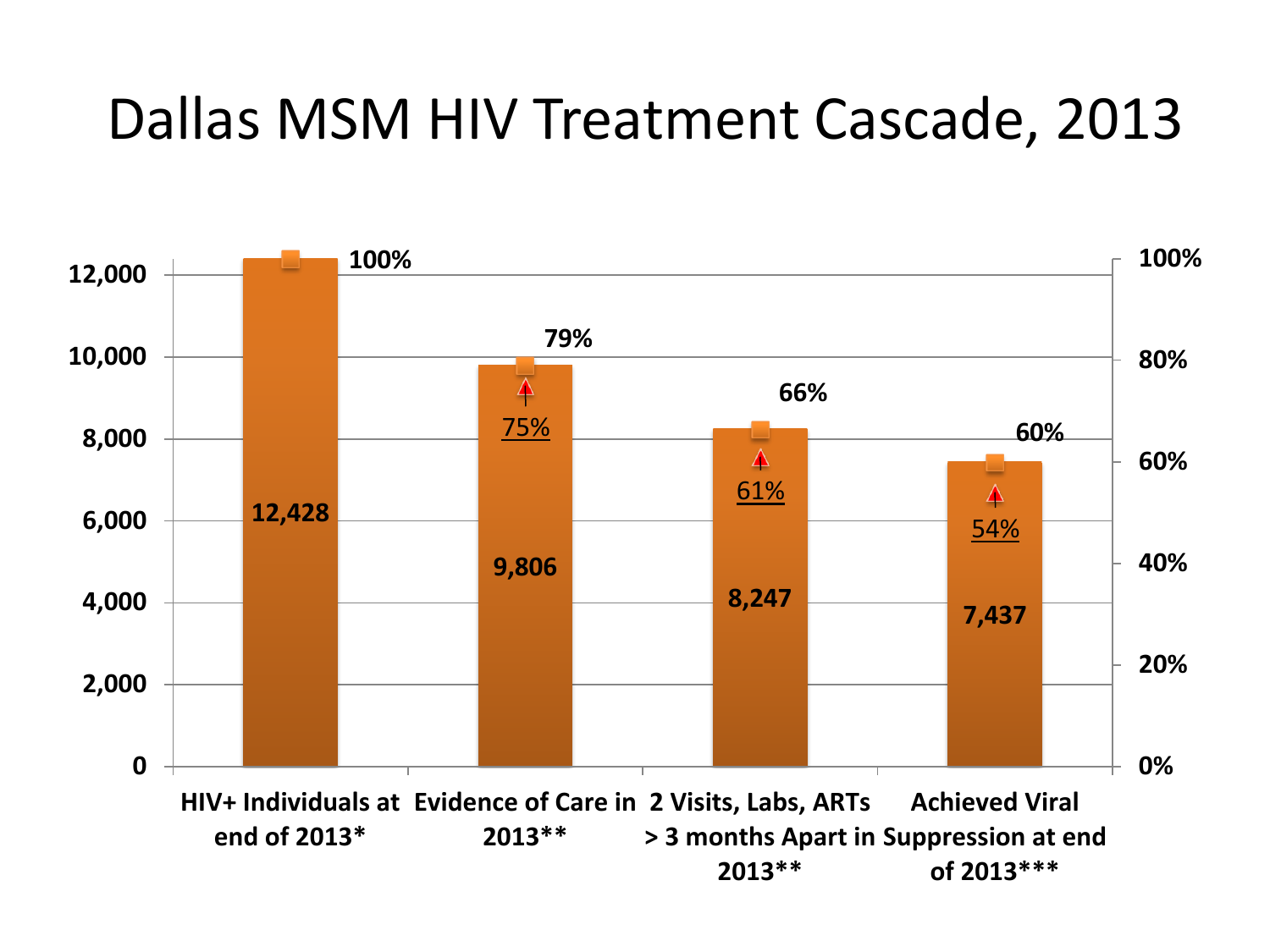# Dallas MSM HIV Treatment Cascade, 2013

| | HIV+ Individuals at end of 2013* | Evidence of Care in 2013** | 2 Visits, Labs, ARTs > 3 months Apart in 2013** | Achieved Viral Suppression at end of 2013*** |
|---|---|---|---|---|
| Count | 12,428 | 9,806 | 8,247 | 7,437 |
| Percent | 100% | 79% | 66% | 60% |
| Comparison percent | | 75% | 61% | 54% |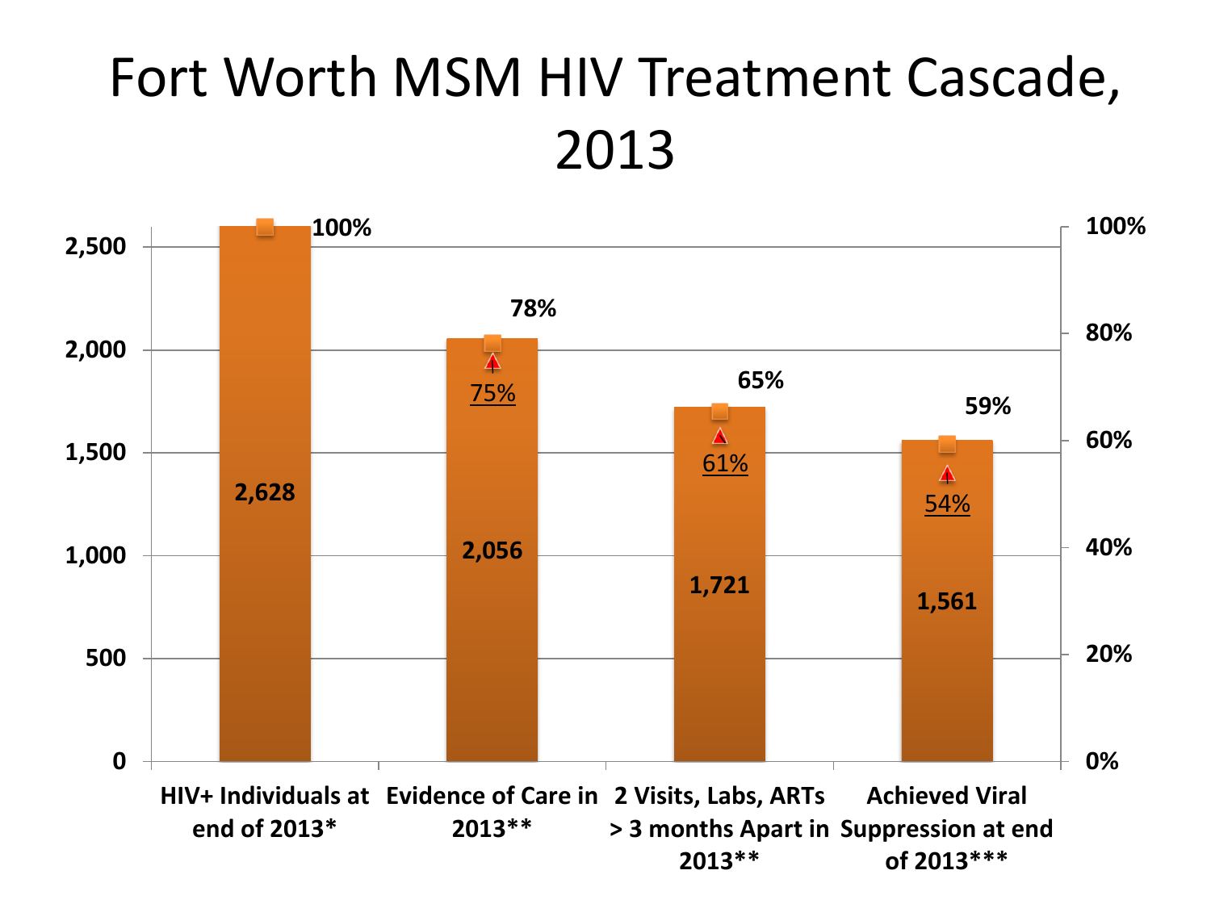# Fort Worth MSM HIV Treatment Cascade, 2013

| Category | Count | Percent | Underlined percent |
|---|---|---|---|
| HIV+ Individuals at end of 2013* | 2,628 | 100% | |
| Evidence of Care in 2013** | 2,056 | 78% | 75% |
| 2 Visits, Labs, ARTs > 3 months Apart in 2013** | 1,721 | 65% | 61% |
| Achieved Viral Suppression at end of 2013*** | 1,561 | 59% | 54% |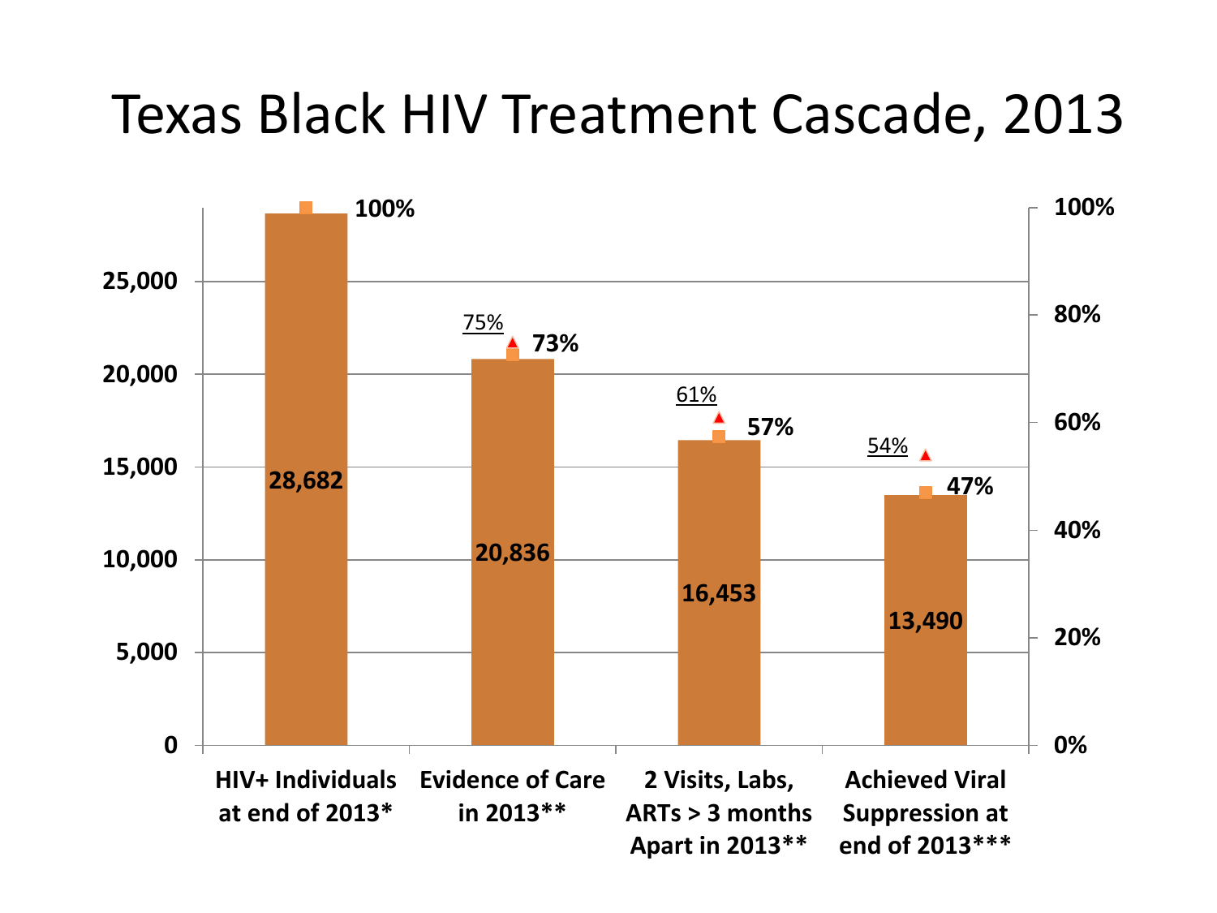# Texas Black HIV Treatment Cascade, 2013

| Stage | Count | Percent | Comparison (underlined) |
|---|---|---|---|
| HIV+ Individuals at end of 2013* | 28,682 | 100% | |
| Evidence of Care in 2013** | 20,836 | 73% | 75% |
| 2 Visits, Labs, ARTs > 3 months Apart in 2013** | 16,453 | 57% | 61% |
| Achieved Viral Suppression at end of 2013*** | 13,490 | 47% | 54% |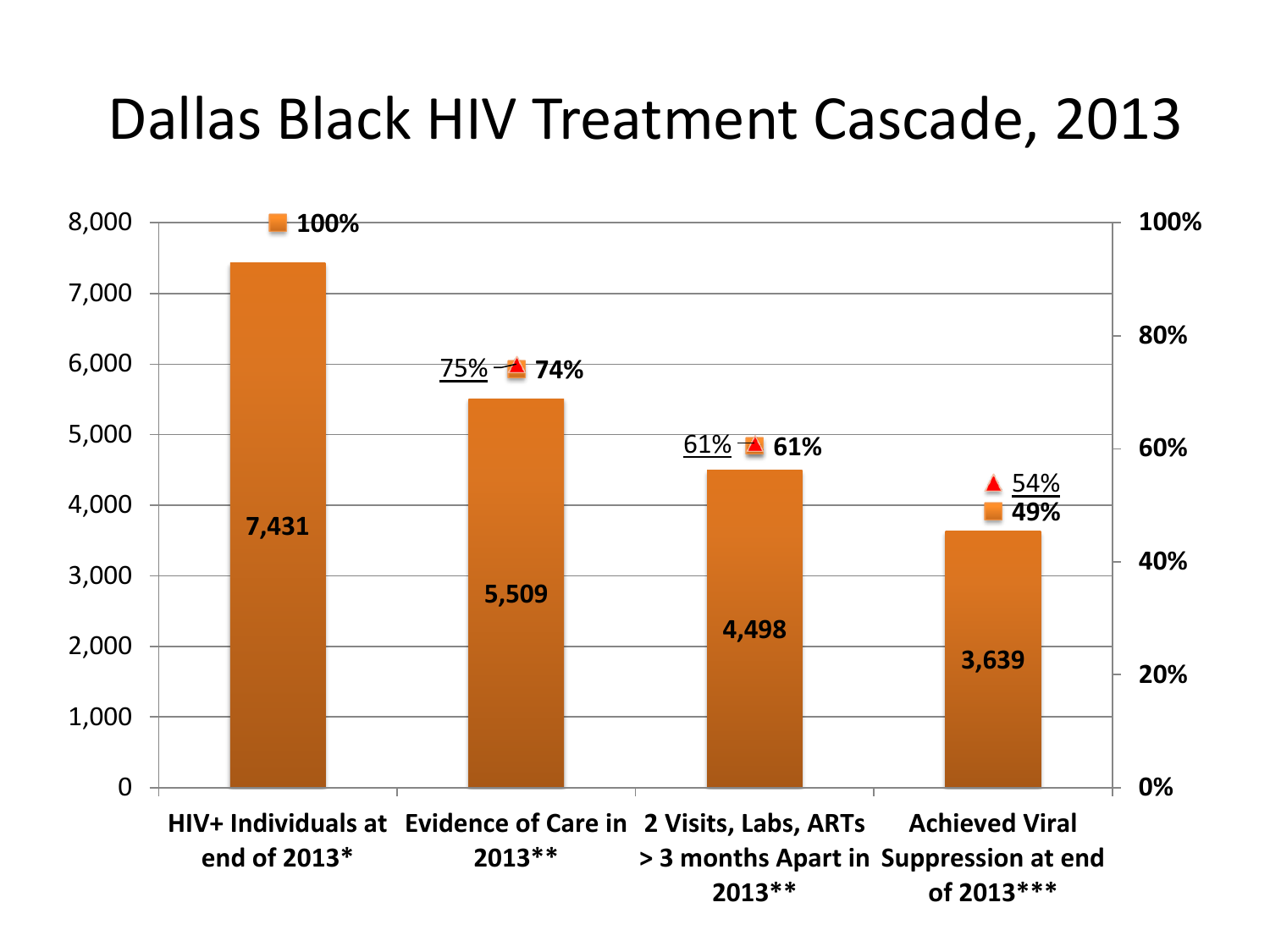# Dallas Black HIV Treatment Cascade, 2013

| | HIV+ Individuals at end of 2013* | Evidence of Care in 2013** | 2 Visits, Labs, ARTs > 3 months Apart in 2013** | Achieved Viral Suppression at end of 2013*** |
|---|---|---|---|---|
| Count | 7,431 | 5,509 | 4,498 | 3,639 |
| Percent (■) | 100% | 74% | 61% | 49% |
| Percent (▲) | | 75% | 61% | 54% |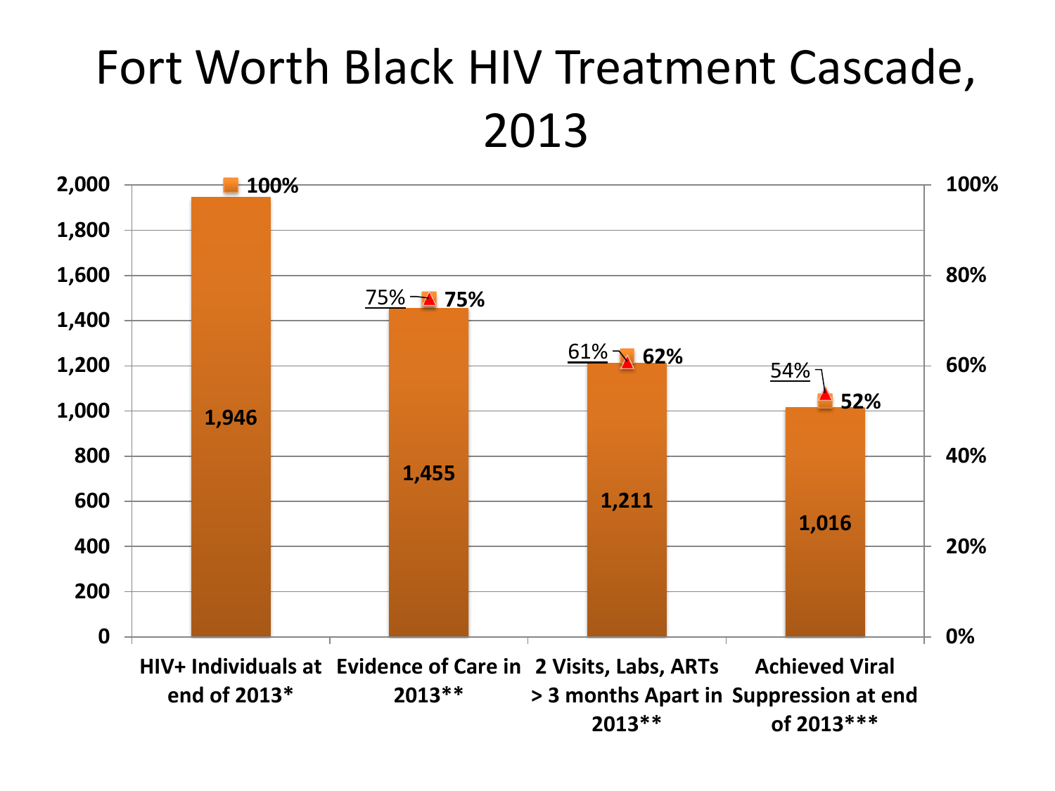# Fort Worth Black HIV Treatment Cascade, 2013

| | HIV+ Individuals at end of 2013* | Evidence of Care in 2013** | 2 Visits, Labs, ARTs > 3 months Apart in 2013** | Achieved Viral Suppression at end of 2013*** |
|---|---|---|---|---|
| Count | 1,946 | 1,455 | 1,211 | 1,016 |
| Percent | 100% | 75% | 62% | 52% |
| Comparison percent (▲) | | 75% | 61% | 54% |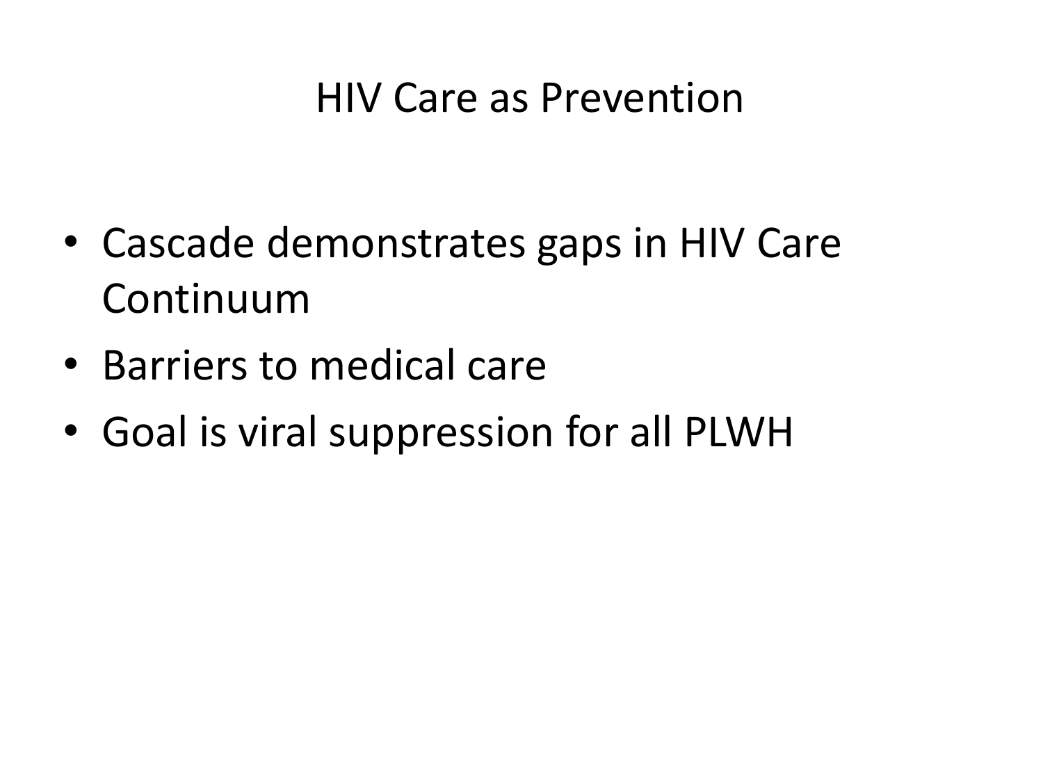# HIV Care as Prevention

- Cascade demonstrates gaps in HIV Care Continuum
- Barriers to medical care
- Goal is viral suppression for all PLWH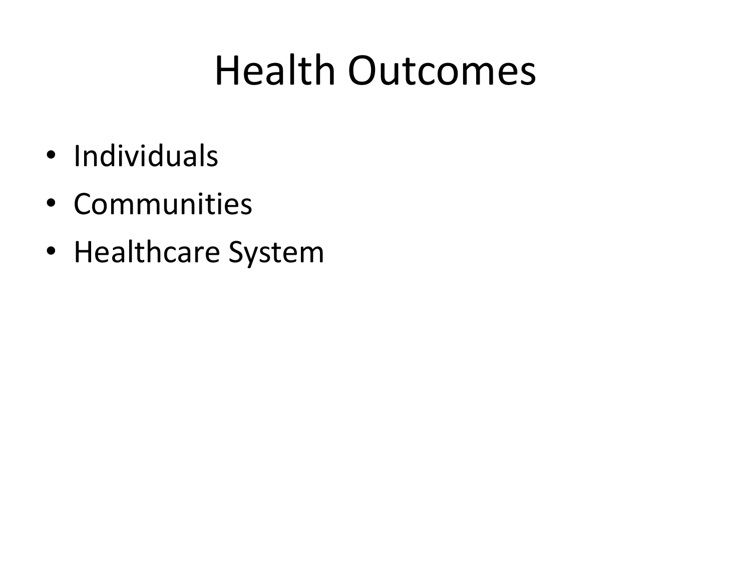# Health Outcomes

- Individuals
- Communities
- Healthcare System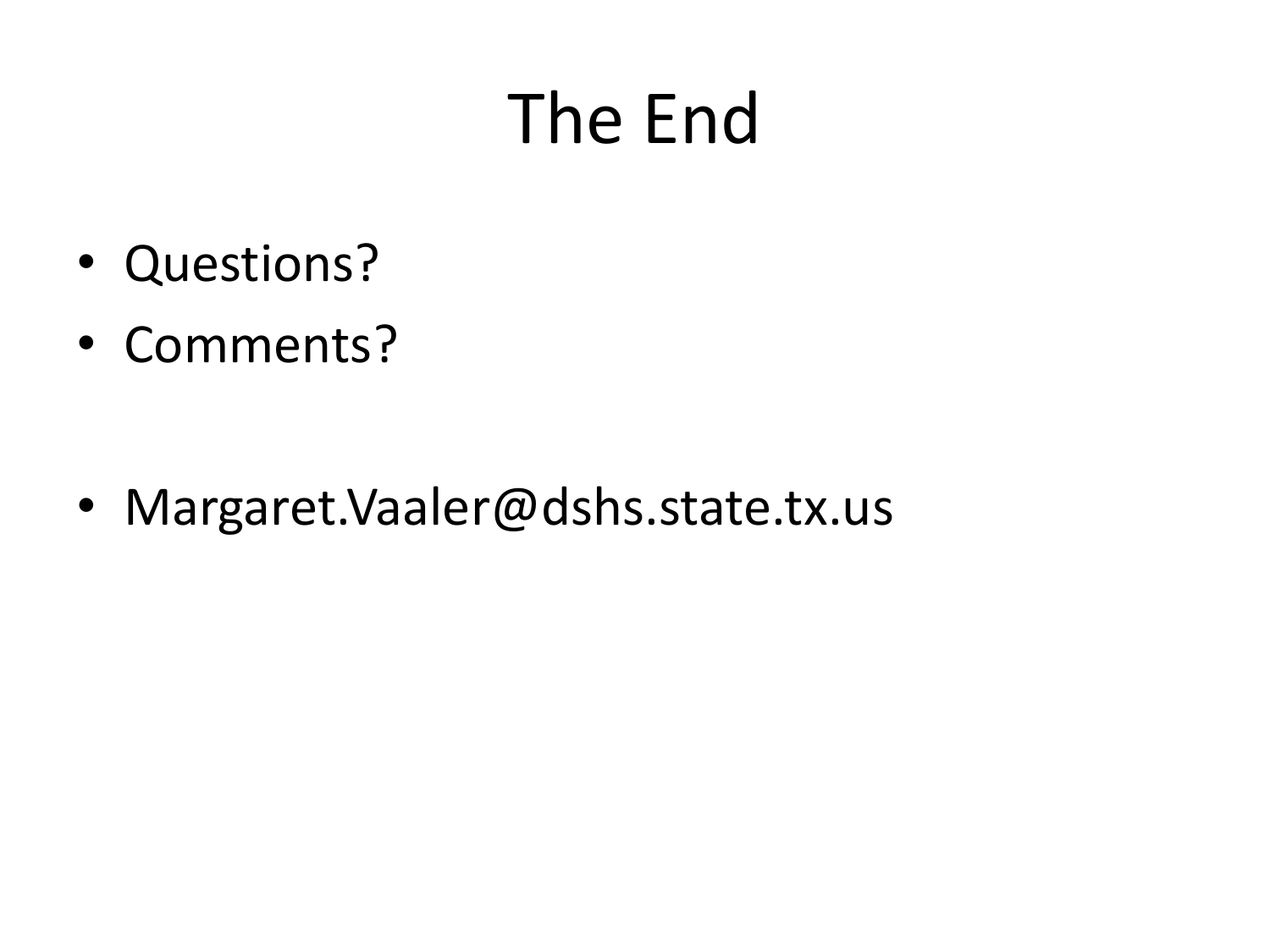# The End

- Questions?
- Comments?

- Margaret.Vaaler@dshs.state.tx.us